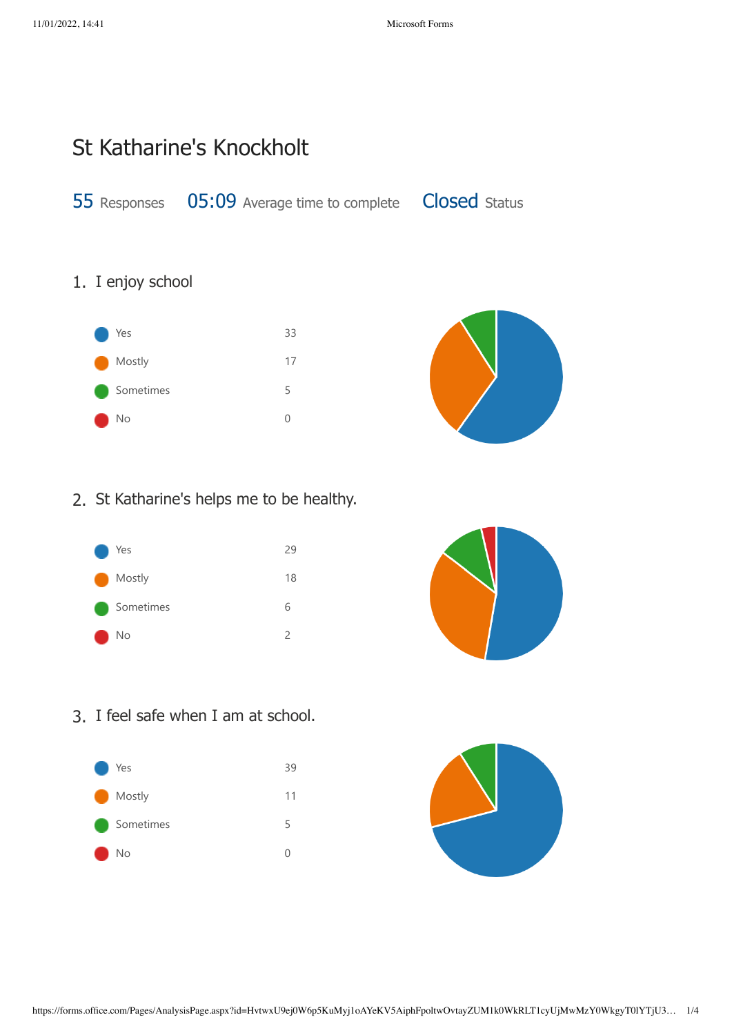# St Katharine's Knockholt

55 Responses 05:09 Average time to complete Closed Status

## 1. I enjoy school

| Response | Count |
|---|---|
| Yes | 33 |
| Mostly | 17 |
| Sometimes | 5 |
| No | 0 |

## 2. St Katharine's helps me to be healthy.

| Response | Count |
|---|---|
| Yes | 29 |
| Mostly | 18 |
| Sometimes | 6 |
| No | 2 |

## 3. I feel safe when I am at school.

| Response | Count |
|---|---|
| Yes | 39 |
| Mostly | 11 |
| Sometimes | 5 |
| No | 0 |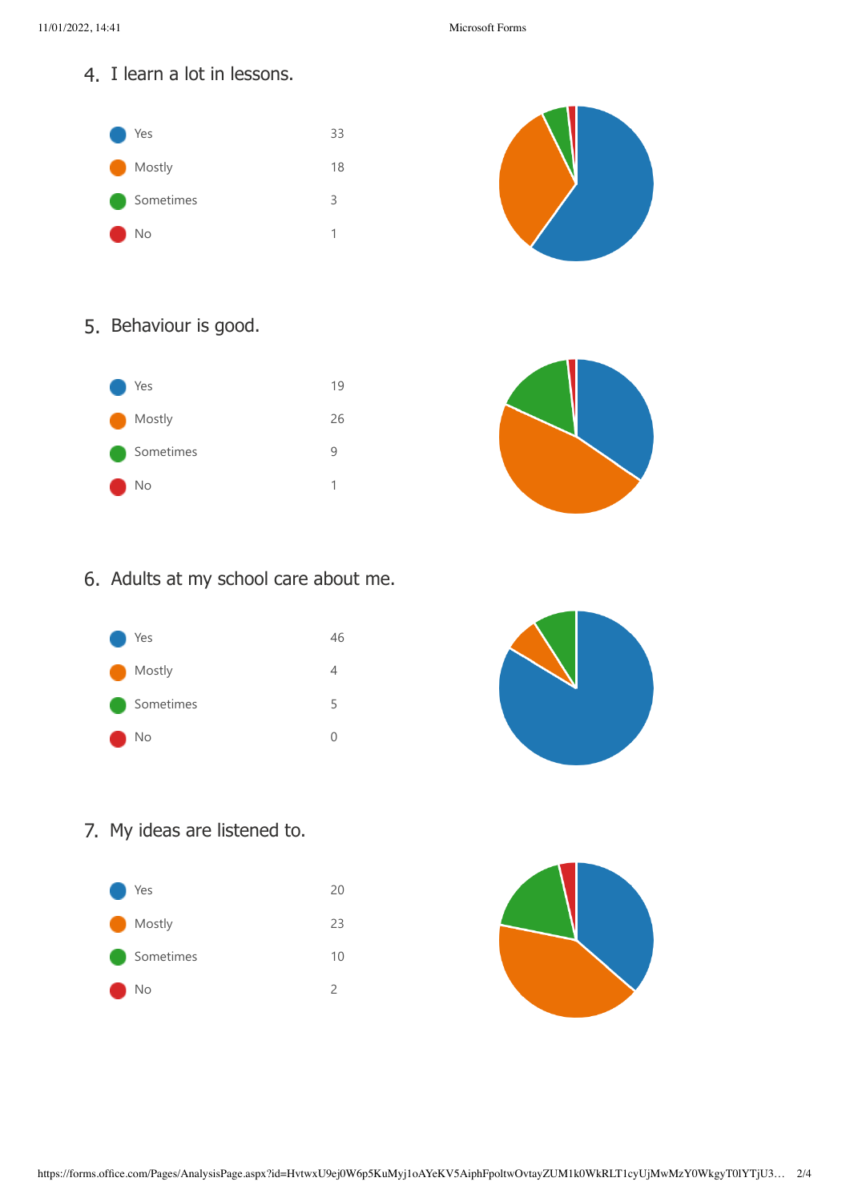## 4. I learn a lot in lessons.

| Response | Count |
| --- | --- |
| Yes | 33 |
| Mostly | 18 |
| Sometimes | 3 |
| No | 1 |

## 5. Behaviour is good.

| Response | Count |
| --- | --- |
| Yes | 19 |
| Mostly | 26 |
| Sometimes | 9 |
| No | 1 |

## 6. Adults at my school care about me.

| Response | Count |
| --- | --- |
| Yes | 46 |
| Mostly | 4 |
| Sometimes | 5 |
| No | 0 |

## 7. My ideas are listened to.

| Response | Count |
| --- | --- |
| Yes | 20 |
| Mostly | 23 |
| Sometimes | 10 |
| No | 2 |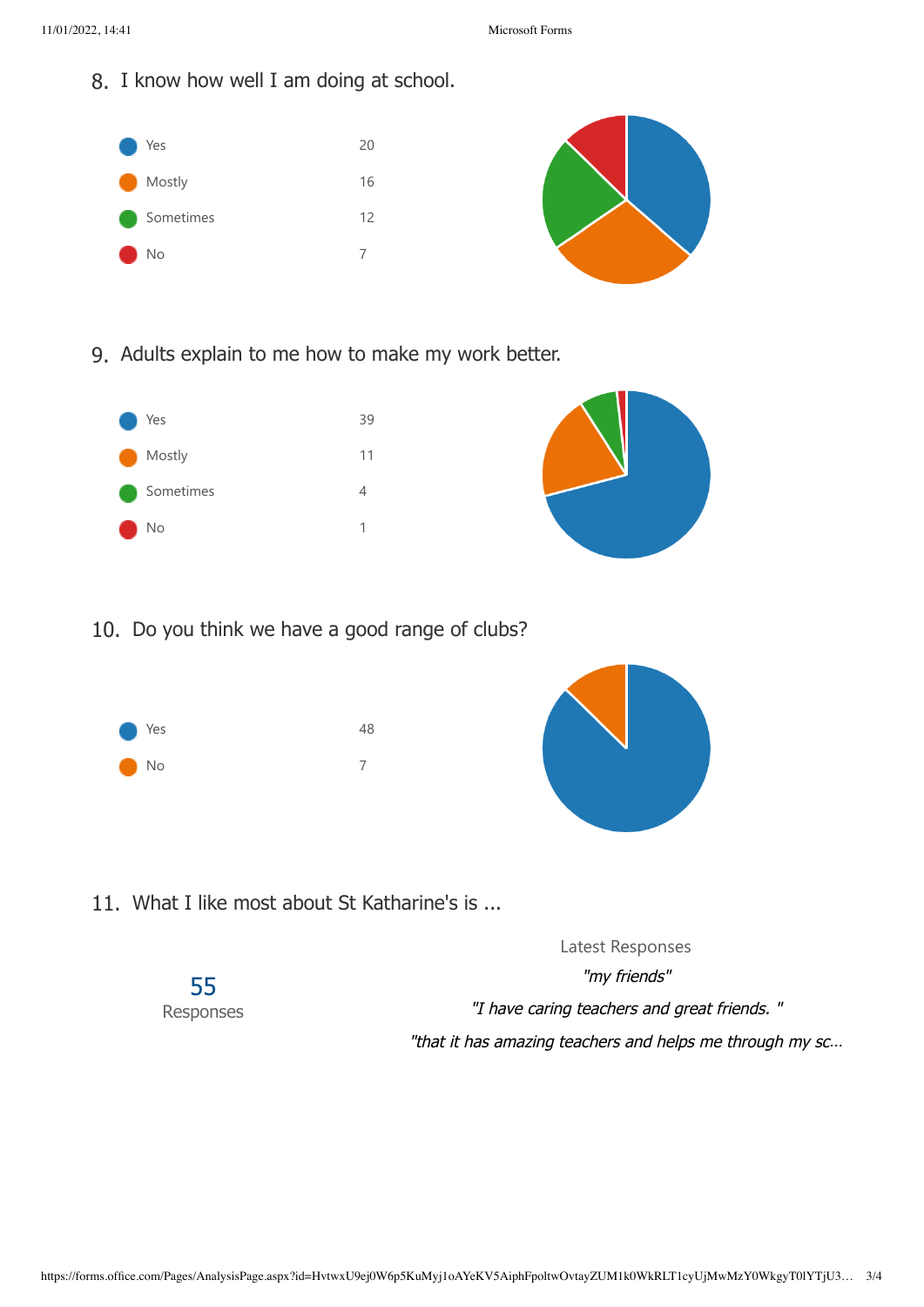## 8. I know how well I am doing at school.

| Response | Count |
|---|---|
| Yes | 20 |
| Mostly | 16 |
| Sometimes | 12 |
| No | 7 |

## 9. Adults explain to me how to make my work better.

| Response | Count |
|---|---|
| Yes | 39 |
| Mostly | 11 |
| Sometimes | 4 |
| No | 1 |

## 10. Do you think we have a good range of clubs?

| Response | Count |
|---|---|
| Yes | 48 |
| No | 7 |

## 11. What I like most about St Katharine's is ...

55
Responses

Latest Responses

*"my friends"*

*"I have caring teachers and great friends. "*

*"that it has amazing teachers and helps me through my sc...*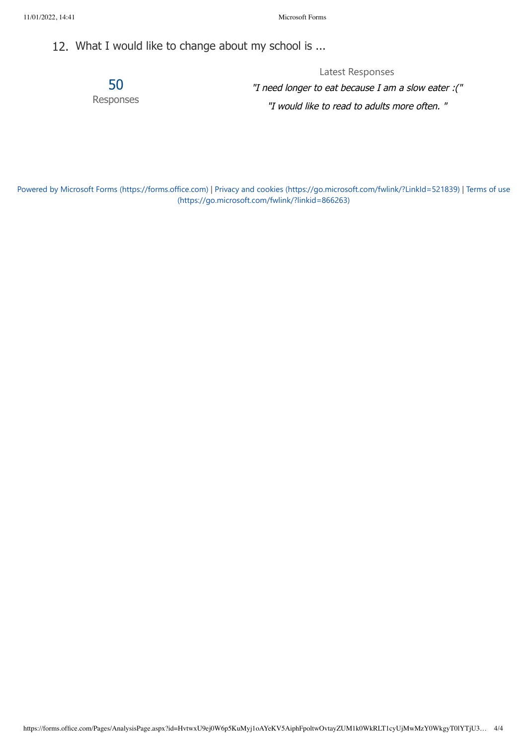## 12. What I would like to change about my school is ...

50
Responses

Latest Responses

*"I need longer to eat because I am a slow eater :("*

*"I would like to read to adults more often. "*

Powered by Microsoft Forms (https://forms.office.com) | Privacy and cookies (https://go.microsoft.com/fwlink/?LinkId=521839) | Terms of use (https://go.microsoft.com/fwlink/?linkid=866263)